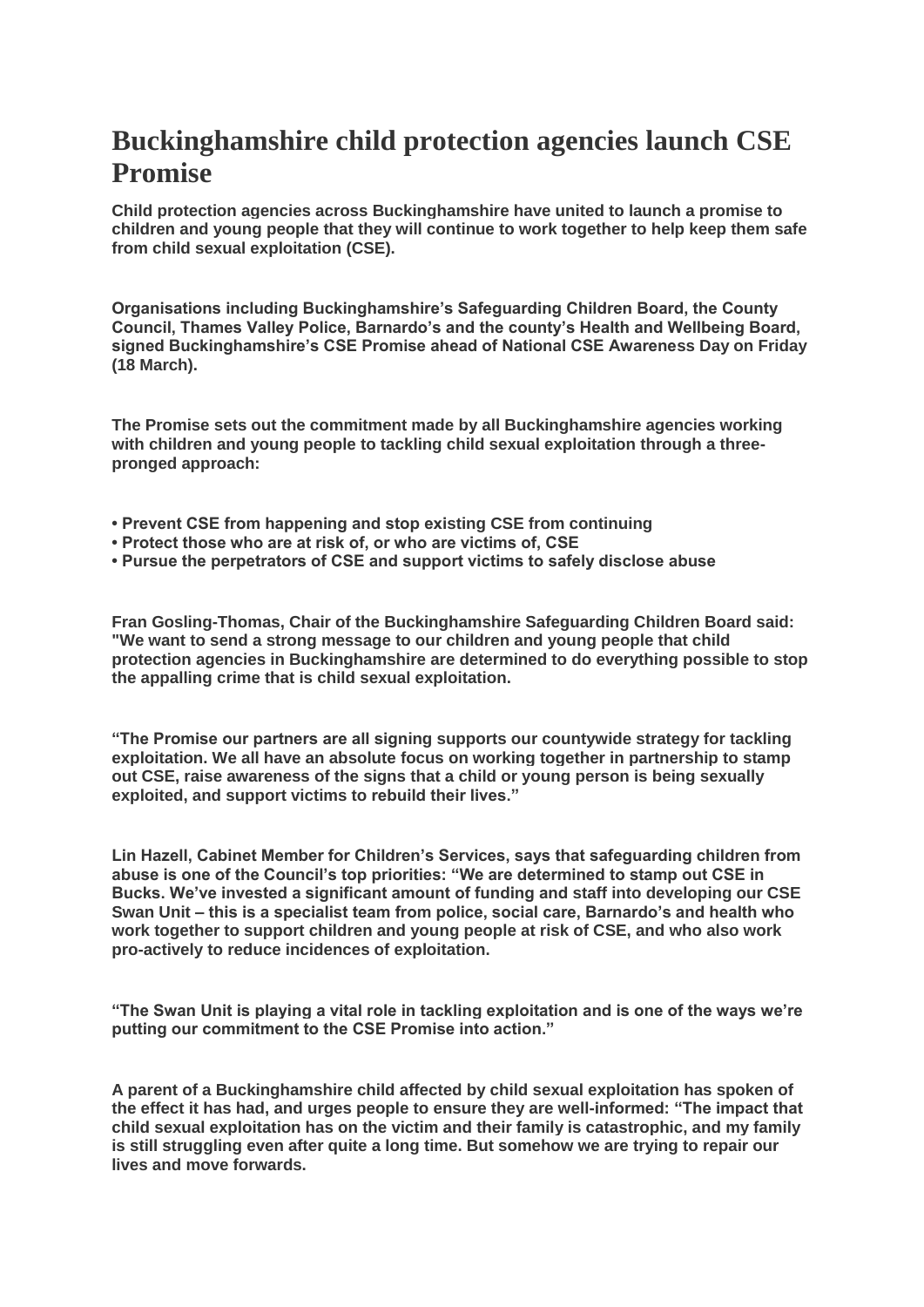# Buckinghamshire child protection agencies launch CSE Promise

**Child protection agencies across Buckinghamshire have united to launch a promise to children and young people that they will continue to work together to help keep them safe from child sexual exploitation (CSE).**

**Organisations including Buckinghamshire's Safeguarding Children Board, the County Council, Thames Valley Police, Barnardo's and the county's Health and Wellbeing Board, signed Buckinghamshire's CSE Promise ahead of National CSE Awareness Day on Friday (18 March).**

**The Promise sets out the commitment made by all Buckinghamshire agencies working with children and young people to tackling child sexual exploitation through a three-pronged approach:**

- **Prevent CSE from happening and stop existing CSE from continuing**
- **Protect those who are at risk of, or who are victims of, CSE**
- **Pursue the perpetrators of CSE and support victims to safely disclose abuse**

**Fran Gosling-Thomas, Chair of the Buckinghamshire Safeguarding Children Board said: "We want to send a strong message to our children and young people that child protection agencies in Buckinghamshire are determined to do everything possible to stop the appalling crime that is child sexual exploitation.**

**"The Promise our partners are all signing supports our countywide strategy for tackling exploitation. We all have an absolute focus on working together in partnership to stamp out CSE, raise awareness of the signs that a child or young person is being sexually exploited, and support victims to rebuild their lives."**

**Lin Hazell, Cabinet Member for Children's Services, says that safeguarding children from abuse is one of the Council's top priorities: "We are determined to stamp out CSE in Bucks. We've invested a significant amount of funding and staff into developing our CSE Swan Unit – this is a specialist team from police, social care, Barnardo's and health who work together to support children and young people at risk of CSE, and who also work pro-actively to reduce incidences of exploitation.**

**"The Swan Unit is playing a vital role in tackling exploitation and is one of the ways we're putting our commitment to the CSE Promise into action."**

**A parent of a Buckinghamshire child affected by child sexual exploitation has spoken of the effect it has had, and urges people to ensure they are well-informed: "The impact that child sexual exploitation has on the victim and their family is catastrophic, and my family is still struggling even after quite a long time. But somehow we are trying to repair our lives and move forwards.**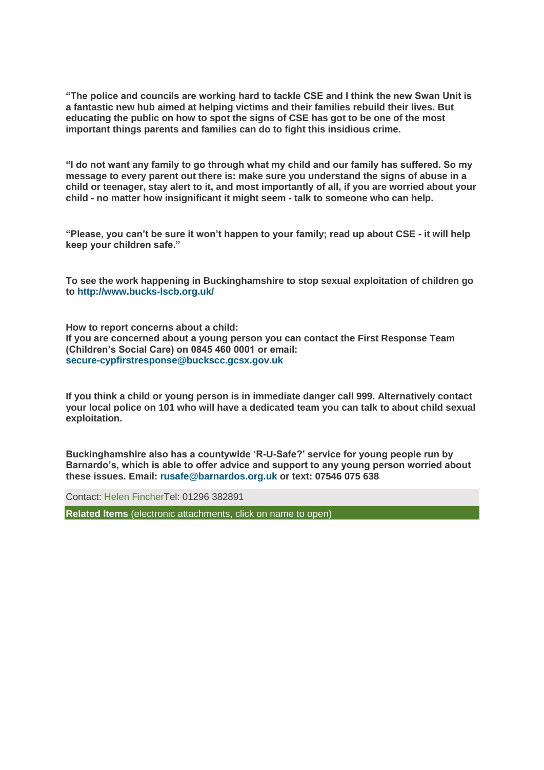**“The police and councils are working hard to tackle CSE and I think the new Swan Unit is a fantastic new hub aimed at helping victims and their families rebuild their lives. But educating the public on how to spot the signs of CSE has got to be one of the most important things parents and families can do to fight this insidious crime.**

**“I do not want any family to go through what my child and our family has suffered. So my message to every parent out there is: make sure you understand the signs of abuse in a child or teenager, stay alert to it, and most importantly of all, if you are worried about your child - no matter how insignificant it might seem - talk to someone who can help.**

**“Please, you can’t be sure it won’t happen to your family; read up about CSE - it will help keep your children safe.”**

**To see the work happening in Buckinghamshire to stop sexual exploitation of children go to http://www.bucks-lscb.org.uk/**

**How to report concerns about a child:**
**If you are concerned about a young person you can contact the First Response Team (Children’s Social Care) on 0845 460 0001 or email: secure-cypfirstresponse@buckscc.gcsx.gov.uk**

**If you think a child or young person is in immediate danger call 999. Alternatively contact your local police on 101 who will have a dedicated team you can talk to about child sexual exploitation.**

**Buckinghamshire also has a countywide ‘R-U-Safe?’ service for young people run by Barnardo’s, which is able to offer advice and support to any young person worried about these issues. Email: rusafe@barnardos.org.uk or text: 07546 075 638**

Contact: Helen Fincher Tel: 01296 382891

**Related Items** (electronic attachments, click on name to open)